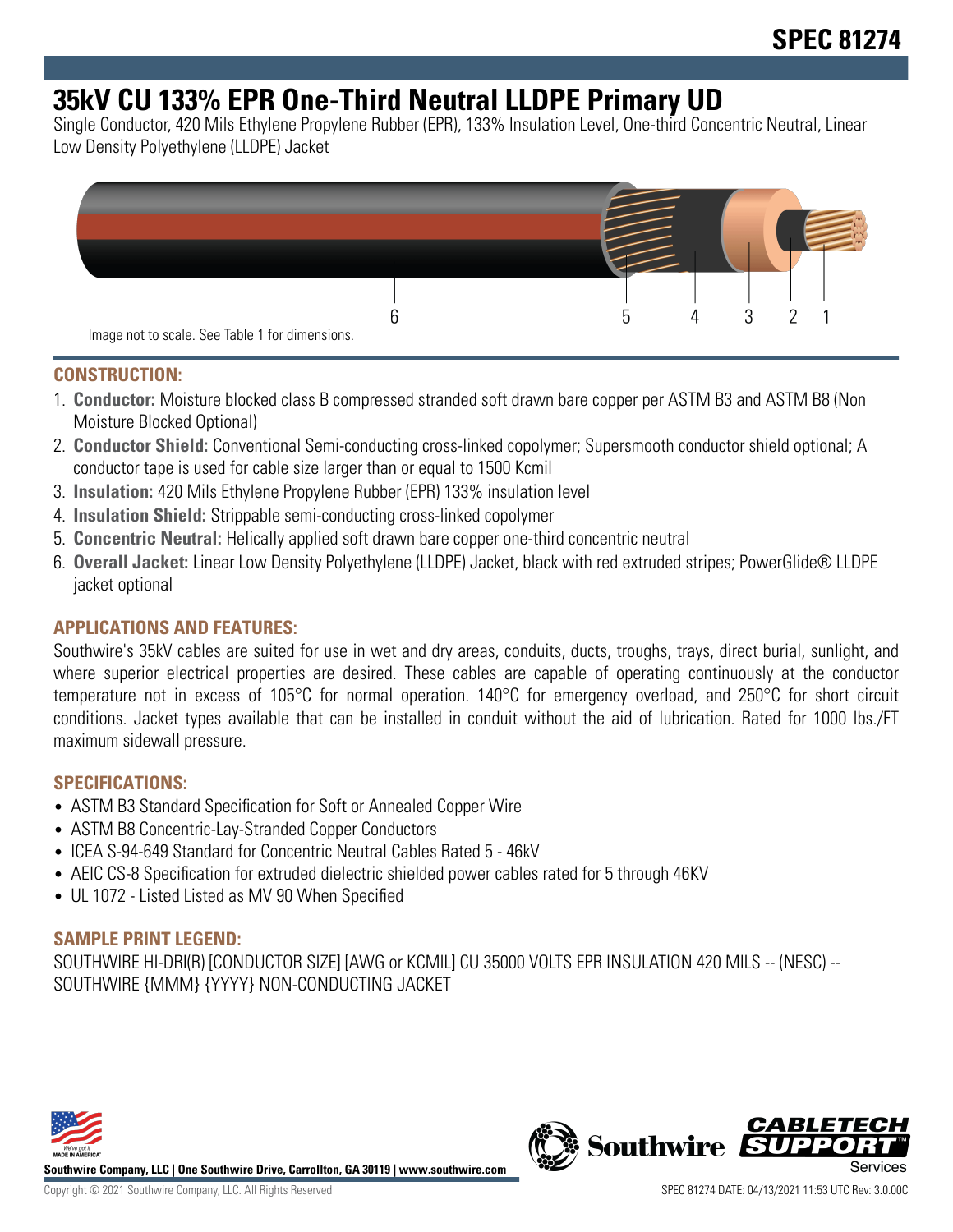# SPEC 81274

# 35kV CU 133% EPR One-Third Neutral LLDPE Primary UD

Single Conductor, 420 Mils Ethylene Propylene Rubber (EPR), 133% Insulation Level, One-third Concentric Neutral, Linear Low Density Polyethylene (LLDPE) Jacket

Image not to scale. See Table 1 for dimensions.

## CONSTRUCTION:

1. **Conductor:** Moisture blocked class B compressed stranded soft drawn bare copper per ASTM B3 and ASTM B8 (Non Moisture Blocked Optional)
2. **Conductor Shield:** Conventional Semi-conducting cross-linked copolymer; Supersmooth conductor shield optional; A conductor tape is used for cable size larger than or equal to 1500 Kcmil
3. **Insulation:** 420 Mils Ethylene Propylene Rubber (EPR) 133% insulation level
4. **Insulation Shield:** Strippable semi-conducting cross-linked copolymer
5. **Concentric Neutral:** Helically applied soft drawn bare copper one-third concentric neutral
6. **Overall Jacket:** Linear Low Density Polyethylene (LLDPE) Jacket, black with red extruded stripes; PowerGlide® LLDPE jacket optional

## APPLICATIONS AND FEATURES:

Southwire's 35kV cables are suited for use in wet and dry areas, conduits, ducts, troughs, trays, direct burial, sunlight, and where superior electrical properties are desired. These cables are capable of operating continuously at the conductor temperature not in excess of 105°C for normal operation. 140°C for emergency overload, and 250°C for short circuit conditions. Jacket types available that can be installed in conduit without the aid of lubrication. Rated for 1000 lbs./FT maximum sidewall pressure.

## SPECIFICATIONS:

- ASTM B3 Standard Specification for Soft or Annealed Copper Wire
- ASTM B8 Concentric-Lay-Stranded Copper Conductors
- ICEA S-94-649 Standard for Concentric Neutral Cables Rated 5 - 46kV
- AEIC CS-8 Specification for extruded dielectric shielded power cables rated for 5 through 46KV
- UL 1072 - Listed Listed as MV 90 When Specified

## SAMPLE PRINT LEGEND:

SOUTHWIRE HI-DRI(R) [CONDUCTOR SIZE] [AWG or KCMIL] CU 35000 VOLTS EPR INSULATION 420 MILS -- (NESC) -- SOUTHWIRE {MMM} {YYYY} NON-CONDUCTING JACKET

Southwire Company, LLC | One Southwire Drive, Carrollton, GA 30119 | www.southwire.com

Copyright © 2021 Southwire Company, LLC. All Rights Reserved

SPEC 81274 DATE: 04/13/2021 11:53 UTC Rev: 3.0.00C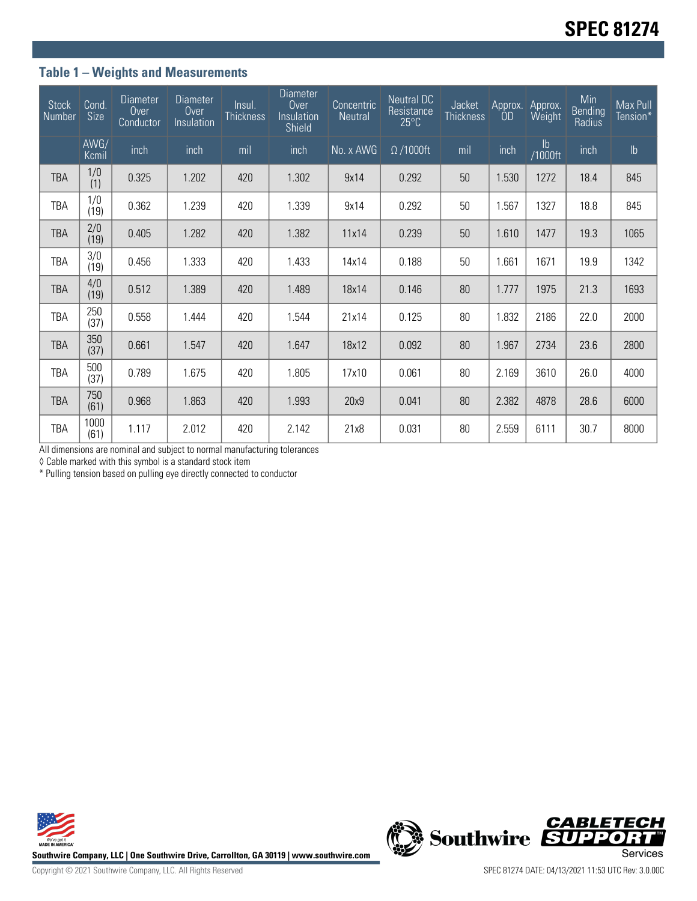## Table 1 – Weights and Measurements

| Stock Number | Cond. Size | Diameter Over Conductor | Diameter Over Insulation | Insul. Thickness | Diameter Over Insulation Shield | Concentric Neutral | Neutral DC Resistance 25°C | Jacket Thickness | Approx. OD | Approx. Weight | Min Bending Radius | Max Pull Tension* |
|---|---|---|---|---|---|---|---|---|---|---|---|---|
| | AWG/ Kcmil | inch | inch | mil | inch | No. x AWG | Ω /1000ft | mil | inch | lb /1000ft | inch | lb |
| TBA | 1/0 (1) | 0.325 | 1.202 | 420 | 1.302 | 9x14 | 0.292 | 50 | 1.530 | 1272 | 18.4 | 845 |
| TBA | 1/0 (19) | 0.362 | 1.239 | 420 | 1.339 | 9x14 | 0.292 | 50 | 1.567 | 1327 | 18.8 | 845 |
| TBA | 2/0 (19) | 0.405 | 1.282 | 420 | 1.382 | 11x14 | 0.239 | 50 | 1.610 | 1477 | 19.3 | 1065 |
| TBA | 3/0 (19) | 0.456 | 1.333 | 420 | 1.433 | 14x14 | 0.188 | 50 | 1.661 | 1671 | 19.9 | 1342 |
| TBA | 4/0 (19) | 0.512 | 1.389 | 420 | 1.489 | 18x14 | 0.146 | 80 | 1.777 | 1975 | 21.3 | 1693 |
| TBA | 250 (37) | 0.558 | 1.444 | 420 | 1.544 | 21x14 | 0.125 | 80 | 1.832 | 2186 | 22.0 | 2000 |
| TBA | 350 (37) | 0.661 | 1.547 | 420 | 1.647 | 18x12 | 0.092 | 80 | 1.967 | 2734 | 23.6 | 2800 |
| TBA | 500 (37) | 0.789 | 1.675 | 420 | 1.805 | 17x10 | 0.061 | 80 | 2.169 | 3610 | 26.0 | 4000 |
| TBA | 750 (61) | 0.968 | 1.863 | 420 | 1.993 | 20x9 | 0.041 | 80 | 2.382 | 4878 | 28.6 | 6000 |
| TBA | 1000 (61) | 1.117 | 2.012 | 420 | 2.142 | 21x8 | 0.031 | 80 | 2.559 | 6111 | 30.7 | 8000 |

All dimensions are nominal and subject to normal manufacturing tolerances

◊ Cable marked with this symbol is a standard stock item

* Pulling tension based on pulling eye directly connected to conductor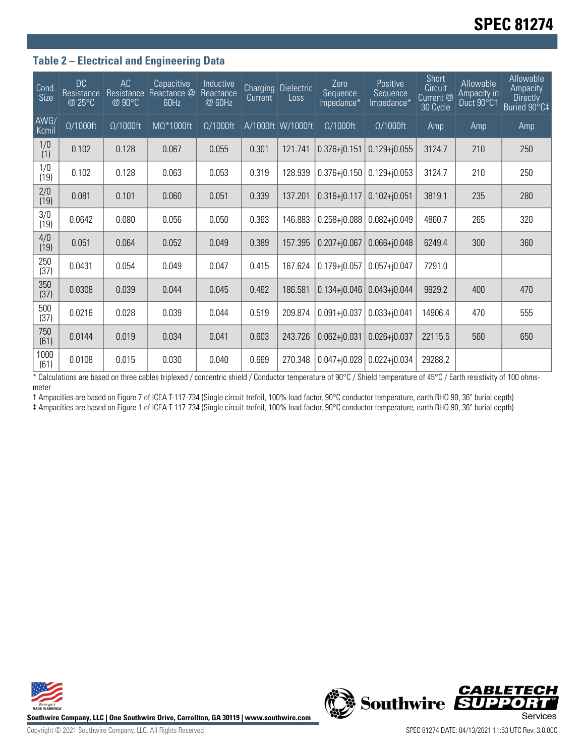## Table 2 – Electrical and Engineering Data

| Cond. Size | DC Resistance @ 25°C | AC Resistance @ 90°C | Capacitive Reactance @ 60Hz | Inductive Reactance @ 60Hz | Charging Current | Dielectric Loss | Zero Sequence Impedance* | Positive Sequence Impedance* | Short Circuit Current @ 30 Cycle | Allowable Ampacity in Duct 90°C† | Allowable Ampacity Directly Buried 90°C‡ |
|---|---|---|---|---|---|---|---|---|---|---|---|
| AWG/ Kcmil | Ω/1000ft | Ω/1000ft | MΩ*1000ft | Ω/1000ft | A/1000ft | W/1000ft | Ω/1000ft | Ω/1000ft | Amp | Amp | Amp |
| 1/0 (1) | 0.102 | 0.128 | 0.067 | 0.055 | 0.301 | 121.741 | 0.376+j0.151 | 0.129+j0.055 | 3124.7 | 210 | 250 |
| 1/0 (19) | 0.102 | 0.128 | 0.063 | 0.053 | 0.319 | 128.939 | 0.376+j0.150 | 0.129+j0.053 | 3124.7 | 210 | 250 |
| 2/0 (19) | 0.081 | 0.101 | 0.060 | 0.051 | 0.339 | 137.201 | 0.316+j0.117 | 0.102+j0.051 | 3819.1 | 235 | 280 |
| 3/0 (19) | 0.0642 | 0.080 | 0.056 | 0.050 | 0.363 | 146.883 | 0.258+j0.088 | 0.082+j0.049 | 4860.7 | 265 | 320 |
| 4/0 (19) | 0.051 | 0.064 | 0.052 | 0.049 | 0.389 | 157.395 | 0.207+j0.067 | 0.066+j0.048 | 6249.4 | 300 | 360 |
| 250 (37) | 0.0431 | 0.054 | 0.049 | 0.047 | 0.415 | 167.624 | 0.179+j0.057 | 0.057+j0.047 | 7291.0 | | |
| 350 (37) | 0.0308 | 0.039 | 0.044 | 0.045 | 0.462 | 186.581 | 0.134+j0.046 | 0.043+j0.044 | 9929.2 | 400 | 470 |
| 500 (37) | 0.0216 | 0.028 | 0.039 | 0.044 | 0.519 | 209.874 | 0.091+j0.037 | 0.033+j0.041 | 14906.4 | 470 | 555 |
| 750 (61) | 0.0144 | 0.019 | 0.034 | 0.041 | 0.603 | 243.726 | 0.062+j0.031 | 0.026+j0.037 | 22115.5 | 560 | 650 |
| 1000 (61) | 0.0108 | 0.015 | 0.030 | 0.040 | 0.669 | 270.348 | 0.047+j0.028 | 0.022+j0.034 | 29288.2 | | |

* Calculations are based on three cables triplexed / concentric shield / Conductor temperature of 90°C / Shield temperature of 45°C / Earth resistivity of 100 ohms-meter

† Ampacities are based on Figure 7 of ICEA T-117-734 (Single circuit trefoil, 100% load factor, 90°C conductor temperature, earth RHO 90, 36" burial depth)

‡ Ampacities are based on Figure 1 of ICEA T-117-734 (Single circuit trefoil, 100% load factor, 90°C conductor temperature, earth RHO 90, 36" burial depth)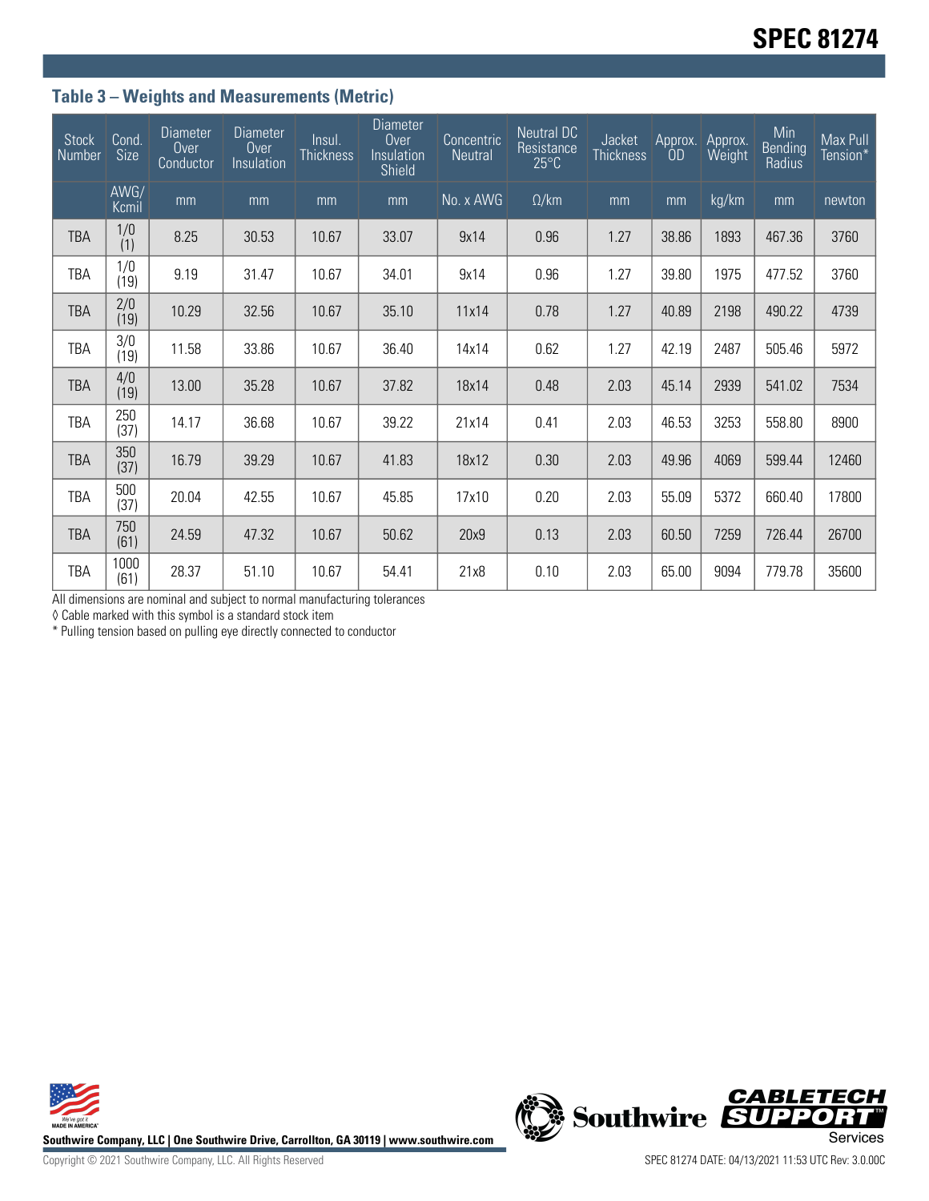### Table 3 – Weights and Measurements (Metric)

| Stock Number | Cond. Size | Diameter Over Conductor | Diameter Over Insulation | Insul. Thickness | Diameter Over Insulation Shield | Concentric Neutral | Neutral DC Resistance 25°C | Jacket Thickness | Approx. OD | Approx. Weight | Min Bending Radius | Max Pull Tension* |
|---|---|---|---|---|---|---|---|---|---|---|---|---|
| | AWG/ Kcmil | mm | mm | mm | mm | No. x AWG | Ω/km | mm | mm | kg/km | mm | newton |
| TBA | 1/0 (1) | 8.25 | 30.53 | 10.67 | 33.07 | 9x14 | 0.96 | 1.27 | 38.86 | 1893 | 467.36 | 3760 |
| TBA | 1/0 (19) | 9.19 | 31.47 | 10.67 | 34.01 | 9x14 | 0.96 | 1.27 | 39.80 | 1975 | 477.52 | 3760 |
| TBA | 2/0 (19) | 10.29 | 32.56 | 10.67 | 35.10 | 11x14 | 0.78 | 1.27 | 40.89 | 2198 | 490.22 | 4739 |
| TBA | 3/0 (19) | 11.58 | 33.86 | 10.67 | 36.40 | 14x14 | 0.62 | 1.27 | 42.19 | 2487 | 505.46 | 5972 |
| TBA | 4/0 (19) | 13.00 | 35.28 | 10.67 | 37.82 | 18x14 | 0.48 | 2.03 | 45.14 | 2939 | 541.02 | 7534 |
| TBA | 250 (37) | 14.17 | 36.68 | 10.67 | 39.22 | 21x14 | 0.41 | 2.03 | 46.53 | 3253 | 558.80 | 8900 |
| TBA | 350 (37) | 16.79 | 39.29 | 10.67 | 41.83 | 18x12 | 0.30 | 2.03 | 49.96 | 4069 | 599.44 | 12460 |
| TBA | 500 (37) | 20.04 | 42.55 | 10.67 | 45.85 | 17x10 | 0.20 | 2.03 | 55.09 | 5372 | 660.40 | 17800 |
| TBA | 750 (61) | 24.59 | 47.32 | 10.67 | 50.62 | 20x9 | 0.13 | 2.03 | 60.50 | 7259 | 726.44 | 26700 |
| TBA | 1000 (61) | 28.37 | 51.10 | 10.67 | 54.41 | 21x8 | 0.10 | 2.03 | 65.00 | 9094 | 779.78 | 35600 |

All dimensions are nominal and subject to normal manufacturing tolerances

◊ Cable marked with this symbol is a standard stock item

* Pulling tension based on pulling eye directly connected to conductor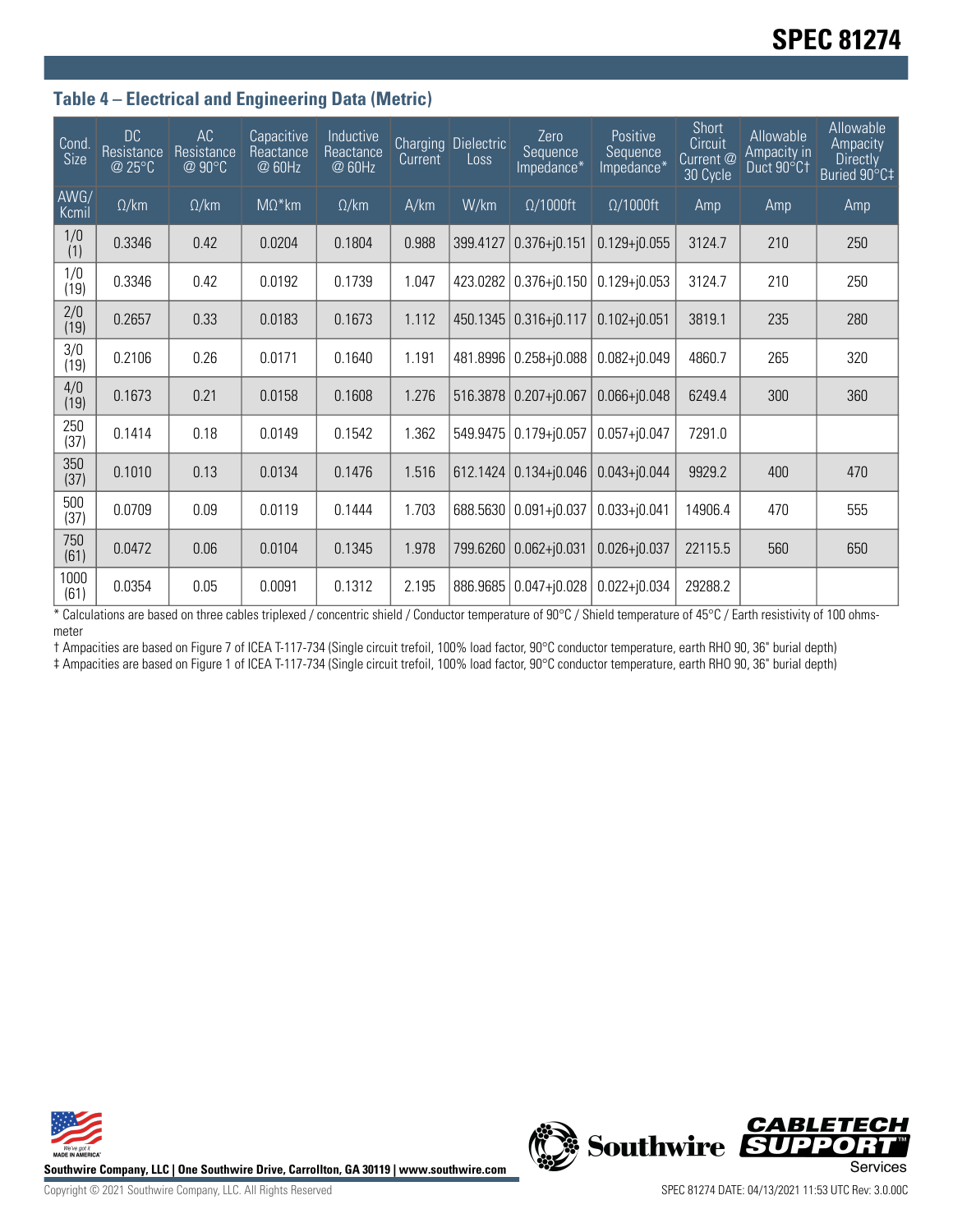## Table 4 – Electrical and Engineering Data (Metric)

| Cond. Size | DC Resistance @ 25°C | AC Resistance @ 90°C | Capacitive Reactance @ 60Hz | Inductive Reactance @ 60Hz | Charging Current | Dielectric Loss | Zero Sequence Impedance* | Positive Sequence Impedance* | Short Circuit Current @ 30 Cycle | Allowable Ampacity in Duct 90°C† | Allowable Ampacity Directly Buried 90°C‡ |
|---|---|---|---|---|---|---|---|---|---|---|---|
| AWG/ Kcmil | Ω/km | Ω/km | MΩ*km | Ω/km | A/km | W/km | Ω/1000ft | Ω/1000ft | Amp | Amp | Amp |
| 1/0 (1) | 0.3346 | 0.42 | 0.0204 | 0.1804 | 0.988 | 399.4127 | 0.376+j0.151 | 0.129+j0.055 | 3124.7 | 210 | 250 |
| 1/0 (19) | 0.3346 | 0.42 | 0.0192 | 0.1739 | 1.047 | 423.0282 | 0.376+j0.150 | 0.129+j0.053 | 3124.7 | 210 | 250 |
| 2/0 (19) | 0.2657 | 0.33 | 0.0183 | 0.1673 | 1.112 | 450.1345 | 0.316+j0.117 | 0.102+j0.051 | 3819.1 | 235 | 280 |
| 3/0 (19) | 0.2106 | 0.26 | 0.0171 | 0.1640 | 1.191 | 481.8996 | 0.258+j0.088 | 0.082+j0.049 | 4860.7 | 265 | 320 |
| 4/0 (19) | 0.1673 | 0.21 | 0.0158 | 0.1608 | 1.276 | 516.3878 | 0.207+j0.067 | 0.066+j0.048 | 6249.4 | 300 | 360 |
| 250 (37) | 0.1414 | 0.18 | 0.0149 | 0.1542 | 1.362 | 549.9475 | 0.179+j0.057 | 0.057+j0.047 | 7291.0 | | |
| 350 (37) | 0.1010 | 0.13 | 0.0134 | 0.1476 | 1.516 | 612.1424 | 0.134+j0.046 | 0.043+j0.044 | 9929.2 | 400 | 470 |
| 500 (37) | 0.0709 | 0.09 | 0.0119 | 0.1444 | 1.703 | 688.5630 | 0.091+j0.037 | 0.033+j0.041 | 14906.4 | 470 | 555 |
| 750 (61) | 0.0472 | 0.06 | 0.0104 | 0.1345 | 1.978 | 799.6260 | 0.062+j0.031 | 0.026+j0.037 | 22115.5 | 560 | 650 |
| 1000 (61) | 0.0354 | 0.05 | 0.0091 | 0.1312 | 2.195 | 886.9685 | 0.047+j0.028 | 0.022+j0.034 | 29288.2 | | |

* Calculations are based on three cables triplexed / concentric shield / Conductor temperature of 90°C / Shield temperature of 45°C / Earth resistivity of 100 ohms-meter

† Ampacities are based on Figure 7 of ICEA T-117-734 (Single circuit trefoil, 100% load factor, 90°C conductor temperature, earth RHO 90, 36" burial depth)

‡ Ampacities are based on Figure 1 of ICEA T-117-734 (Single circuit trefoil, 100% load factor, 90°C conductor temperature, earth RHO 90, 36" burial depth)